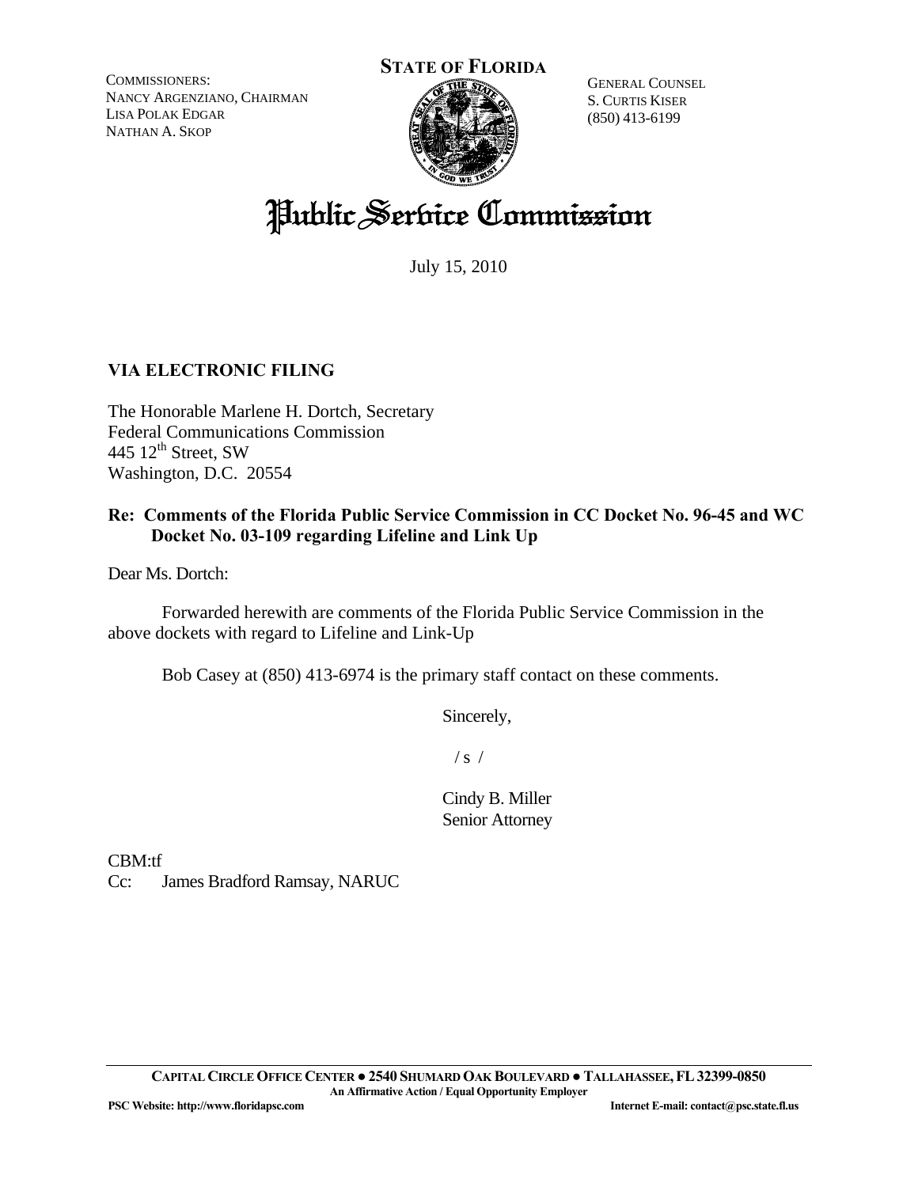COMMISSIONERS:
NANCY ARGENZIANO, CHAIRMAN
LISA POLAK EDGAR
NATHAN A. SKOP

**STATE OF FLORIDA**

GENERAL COUNSEL
S. CURTIS KISER
(850) 413-6199

# Public Service Commission

July 15, 2010

**VIA ELECTRONIC FILING**

The Honorable Marlene H. Dortch, Secretary
Federal Communications Commission
445 12th Street, SW
Washington, D.C. 20554

**Re: Comments of the Florida Public Service Commission in CC Docket No. 96-45 and WC Docket No. 03-109 regarding Lifeline and Link Up**

Dear Ms. Dortch:

Forwarded herewith are comments of the Florida Public Service Commission in the above dockets with regard to Lifeline and Link-Up

Bob Casey at (850) 413-6974 is the primary staff contact on these comments.

Sincerely,

/ s /

Cindy B. Miller
Senior Attorney

CBM:tf
Cc: James Bradford Ramsay, NARUC

**CAPITAL CIRCLE OFFICE CENTER ● 2540 SHUMARD OAK BOULEVARD ● TALLAHASSEE, FL 32399-0850**
**An Affirmative Action / Equal Opportunity Employer**
**PSC Website: http://www.floridapsc.com** **Internet E-mail: contact@psc.state.fl.us**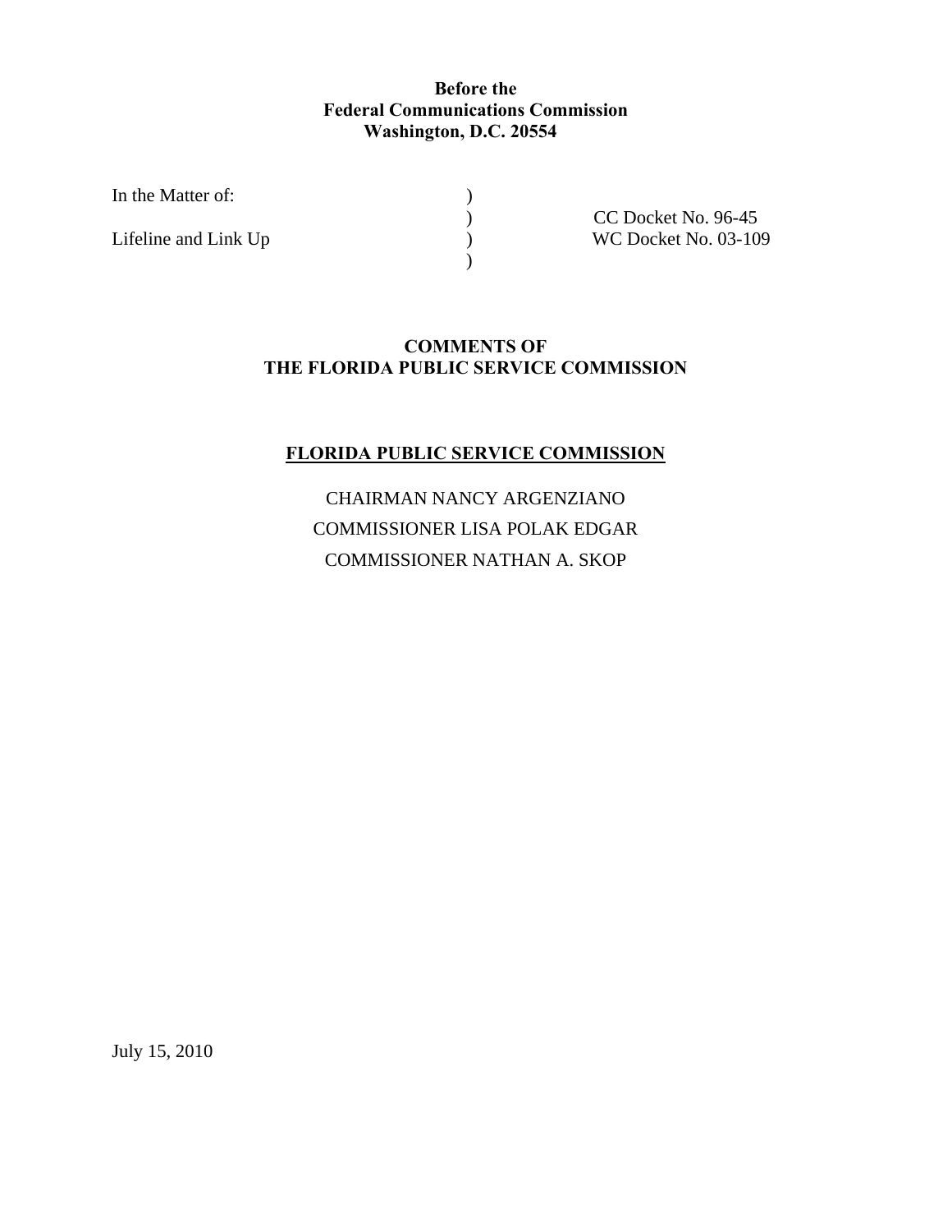**Before the**
**Federal Communications Commission**
**Washington, D.C. 20554**

| | | |
|---|---|---|
| In the Matter of: | ) | |
| | ) | CC Docket No. 96-45 |
| Lifeline and Link Up | ) | WC Docket No. 03-109 |
| | ) | |

**COMMENTS OF**
**THE FLORIDA PUBLIC SERVICE COMMISSION**

**FLORIDA PUBLIC SERVICE COMMISSION**

CHAIRMAN NANCY ARGENZIANO
COMMISSIONER LISA POLAK EDGAR
COMMISSIONER NATHAN A. SKOP

July 15, 2010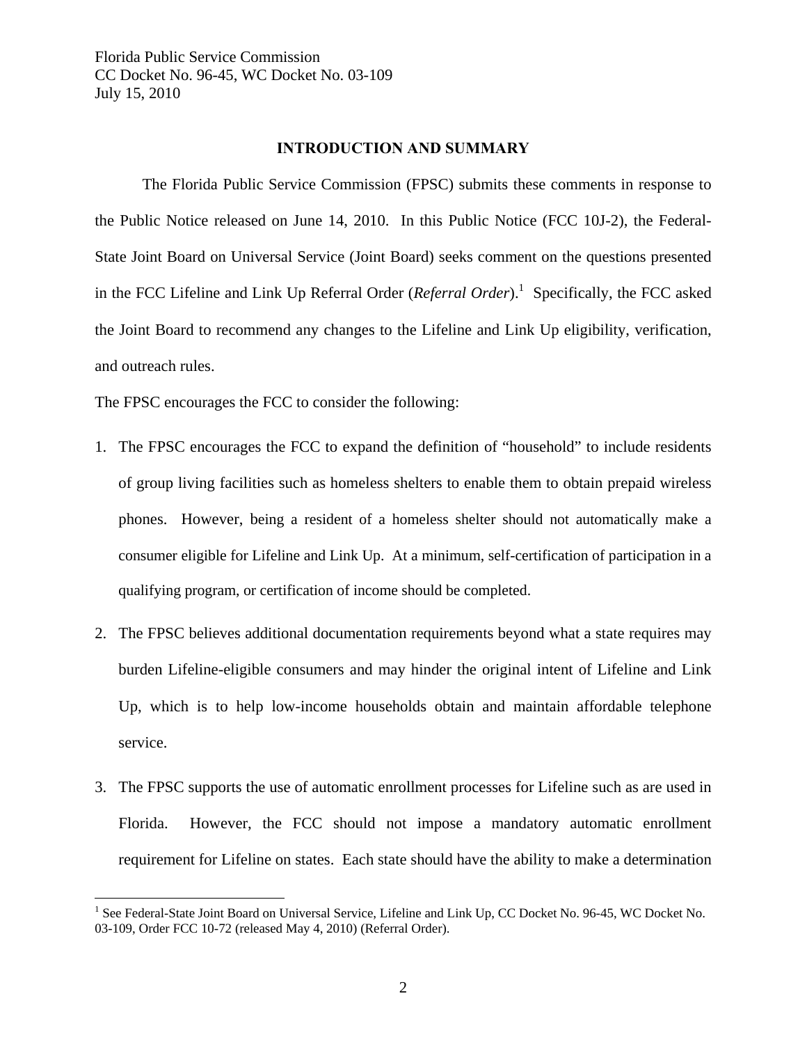## INTRODUCTION AND SUMMARY

The Florida Public Service Commission (FPSC) submits these comments in response to the Public Notice released on June 14, 2010. In this Public Notice (FCC 10J-2), the Federal-State Joint Board on Universal Service (Joint Board) seeks comment on the questions presented in the FCC Lifeline and Link Up Referral Order (*Referral Order*).[1] Specifically, the FCC asked the Joint Board to recommend any changes to the Lifeline and Link Up eligibility, verification, and outreach rules.

The FPSC encourages the FCC to consider the following:

1. The FPSC encourages the FCC to expand the definition of "household" to include residents of group living facilities such as homeless shelters to enable them to obtain prepaid wireless phones. However, being a resident of a homeless shelter should not automatically make a consumer eligible for Lifeline and Link Up. At a minimum, self-certification of participation in a qualifying program, or certification of income should be completed.

2. The FPSC believes additional documentation requirements beyond what a state requires may burden Lifeline-eligible consumers and may hinder the original intent of Lifeline and Link Up, which is to help low-income households obtain and maintain affordable telephone service.

3. The FPSC supports the use of automatic enrollment processes for Lifeline such as are used in Florida. However, the FCC should not impose a mandatory automatic enrollment requirement for Lifeline on states. Each state should have the ability to make a determination

[1] See Federal-State Joint Board on Universal Service, Lifeline and Link Up, CC Docket No. 96-45, WC Docket No. 03-109, Order FCC 10-72 (released May 4, 2010) (Referral Order).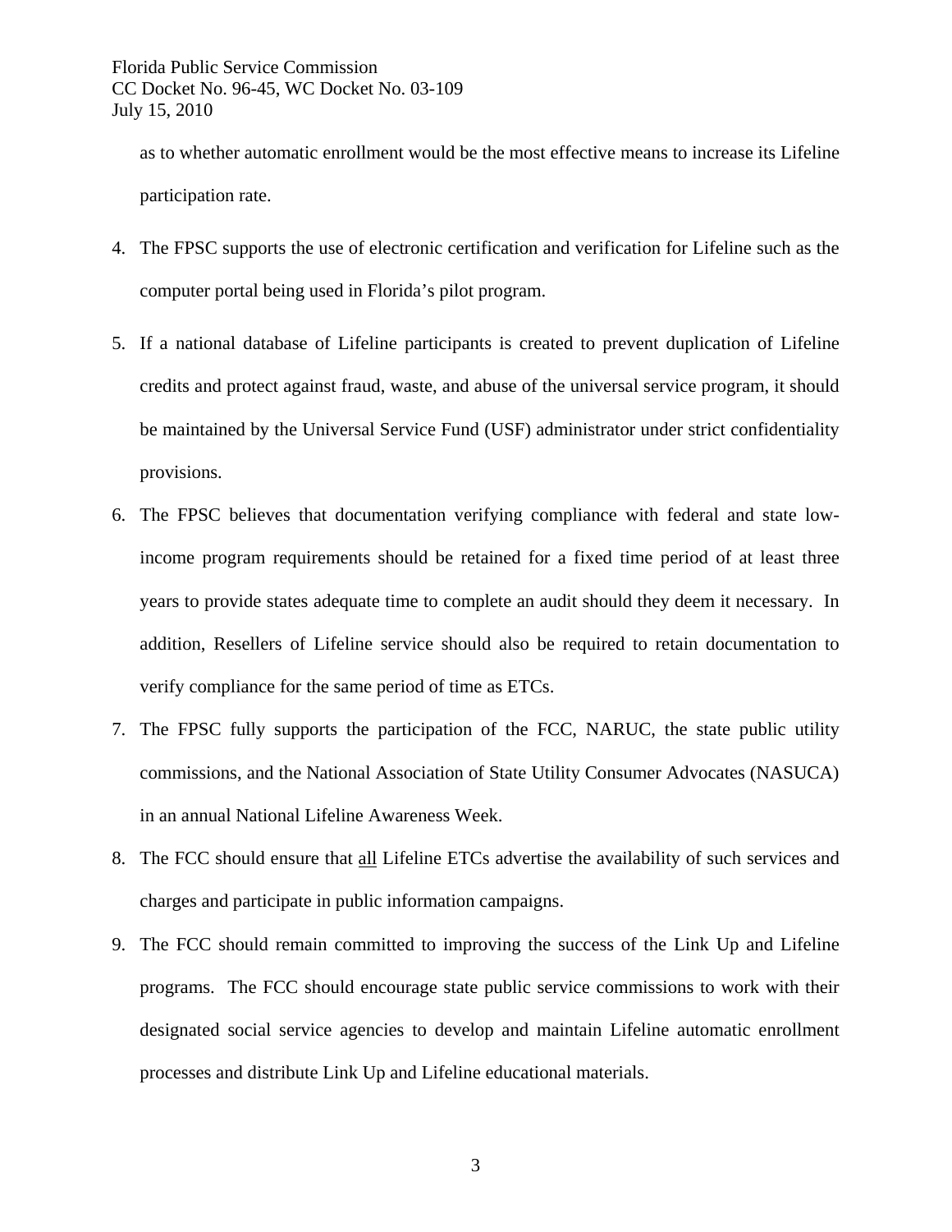as to whether automatic enrollment would be the most effective means to increase its Lifeline participation rate.

4. The FPSC supports the use of electronic certification and verification for Lifeline such as the computer portal being used in Florida's pilot program.

5. If a national database of Lifeline participants is created to prevent duplication of Lifeline credits and protect against fraud, waste, and abuse of the universal service program, it should be maintained by the Universal Service Fund (USF) administrator under strict confidentiality provisions.

6. The FPSC believes that documentation verifying compliance with federal and state low-income program requirements should be retained for a fixed time period of at least three years to provide states adequate time to complete an audit should they deem it necessary. In addition, Resellers of Lifeline service should also be required to retain documentation to verify compliance for the same period of time as ETCs.

7. The FPSC fully supports the participation of the FCC, NARUC, the state public utility commissions, and the National Association of State Utility Consumer Advocates (NASUCA) in an annual National Lifeline Awareness Week.

8. The FCC should ensure that all Lifeline ETCs advertise the availability of such services and charges and participate in public information campaigns.

9. The FCC should remain committed to improving the success of the Link Up and Lifeline programs. The FCC should encourage state public service commissions to work with their designated social service agencies to develop and maintain Lifeline automatic enrollment processes and distribute Link Up and Lifeline educational materials.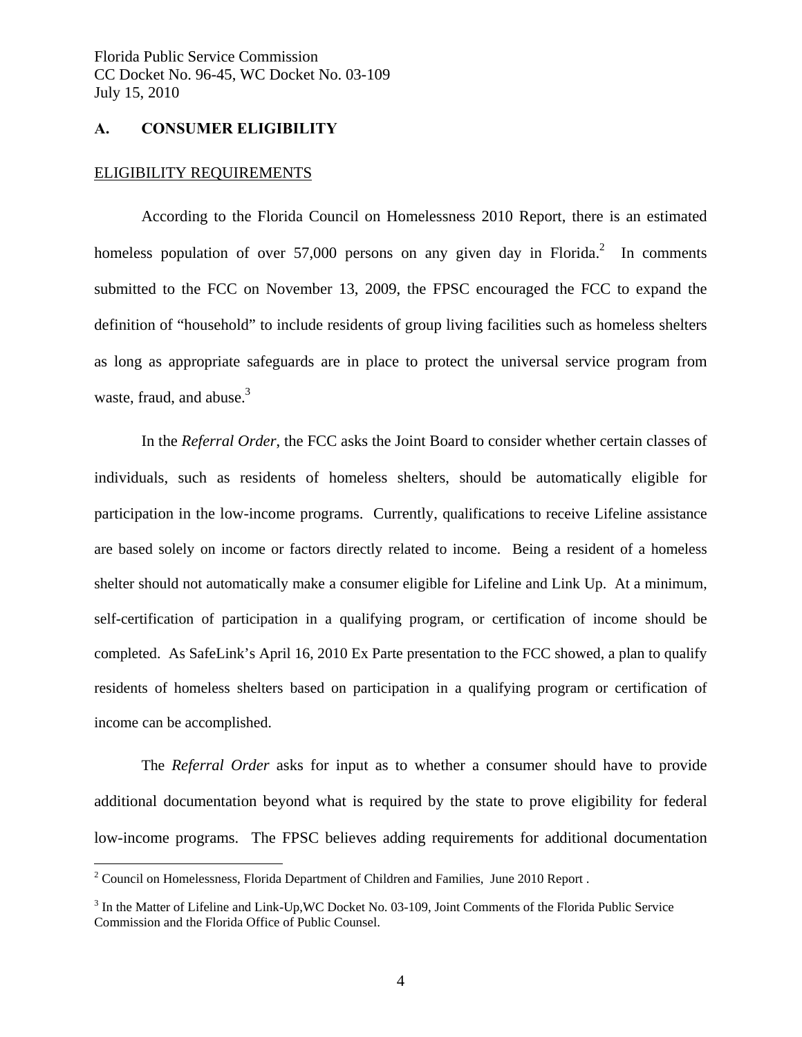## A. CONSUMER ELIGIBILITY

ELIGIBILITY REQUIREMENTS

According to the Florida Council on Homelessness 2010 Report, there is an estimated homeless population of over 57,000 persons on any given day in Florida.[2] In comments submitted to the FCC on November 13, 2009, the FPSC encouraged the FCC to expand the definition of "household" to include residents of group living facilities such as homeless shelters as long as appropriate safeguards are in place to protect the universal service program from waste, fraud, and abuse.[3]

In the *Referral Order*, the FCC asks the Joint Board to consider whether certain classes of individuals, such as residents of homeless shelters, should be automatically eligible for participation in the low-income programs. Currently, qualifications to receive Lifeline assistance are based solely on income or factors directly related to income. Being a resident of a homeless shelter should not automatically make a consumer eligible for Lifeline and Link Up. At a minimum, self-certification of participation in a qualifying program, or certification of income should be completed. As SafeLink's April 16, 2010 Ex Parte presentation to the FCC showed, a plan to qualify residents of homeless shelters based on participation in a qualifying program or certification of income can be accomplished.

The *Referral Order* asks for input as to whether a consumer should have to provide additional documentation beyond what is required by the state to prove eligibility for federal low-income programs. The FPSC believes adding requirements for additional documentation

---

[2] Council on Homelessness, Florida Department of Children and Families, June 2010 Report .

[3] In the Matter of Lifeline and Link-Up,WC Docket No. 03-109, Joint Comments of the Florida Public Service Commission and the Florida Office of Public Counsel.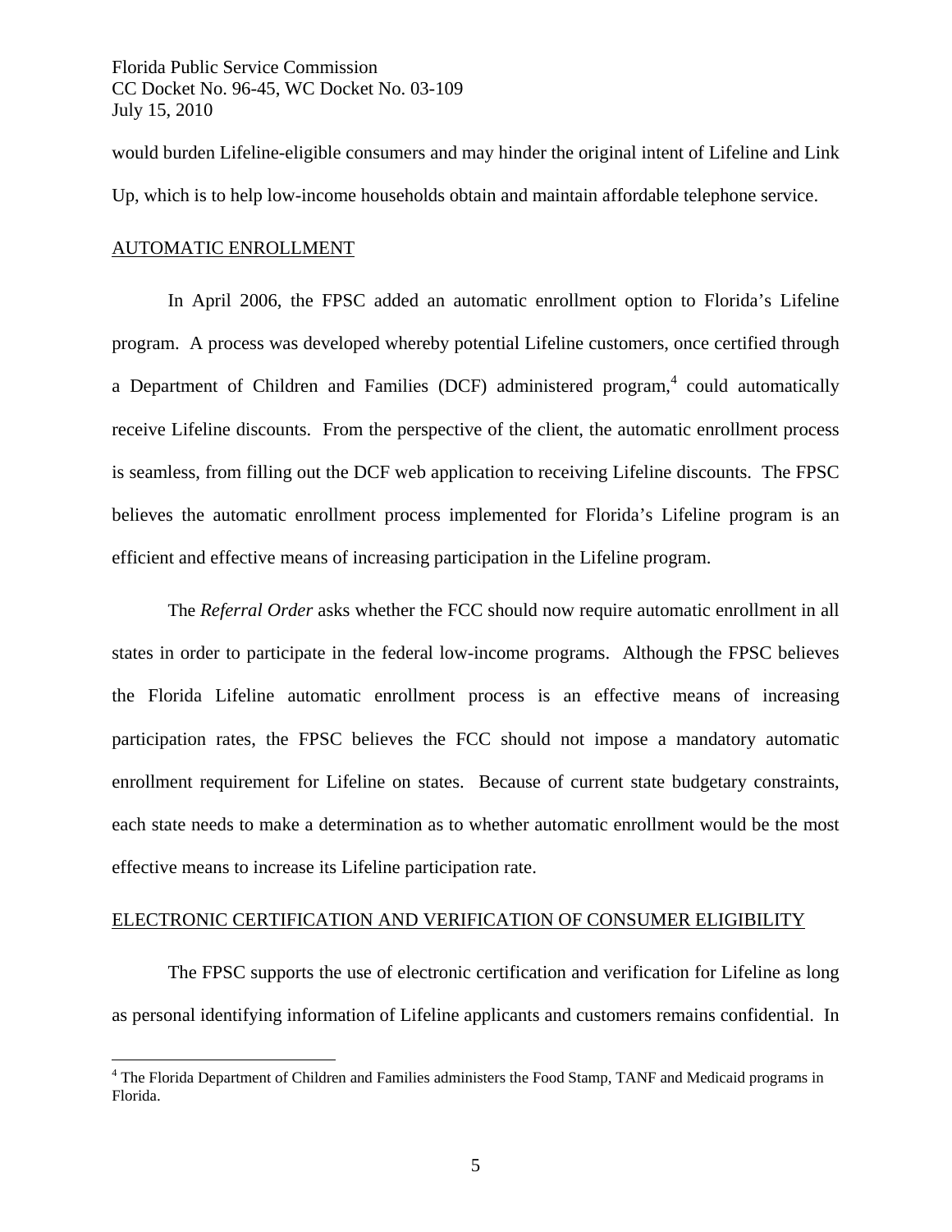would burden Lifeline-eligible consumers and may hinder the original intent of Lifeline and Link Up, which is to help low-income households obtain and maintain affordable telephone service.

## AUTOMATIC ENROLLMENT

In April 2006, the FPSC added an automatic enrollment option to Florida's Lifeline program. A process was developed whereby potential Lifeline customers, once certified through a Department of Children and Families (DCF) administered program,[4] could automatically receive Lifeline discounts. From the perspective of the client, the automatic enrollment process is seamless, from filling out the DCF web application to receiving Lifeline discounts. The FPSC believes the automatic enrollment process implemented for Florida's Lifeline program is an efficient and effective means of increasing participation in the Lifeline program.

The *Referral Order* asks whether the FCC should now require automatic enrollment in all states in order to participate in the federal low-income programs. Although the FPSC believes the Florida Lifeline automatic enrollment process is an effective means of increasing participation rates, the FPSC believes the FCC should not impose a mandatory automatic enrollment requirement for Lifeline on states. Because of current state budgetary constraints, each state needs to make a determination as to whether automatic enrollment would be the most effective means to increase its Lifeline participation rate.

## ELECTRONIC CERTIFICATION AND VERIFICATION OF CONSUMER ELIGIBILITY

The FPSC supports the use of electronic certification and verification for Lifeline as long as personal identifying information of Lifeline applicants and customers remains confidential. In

[4] The Florida Department of Children and Families administers the Food Stamp, TANF and Medicaid programs in Florida.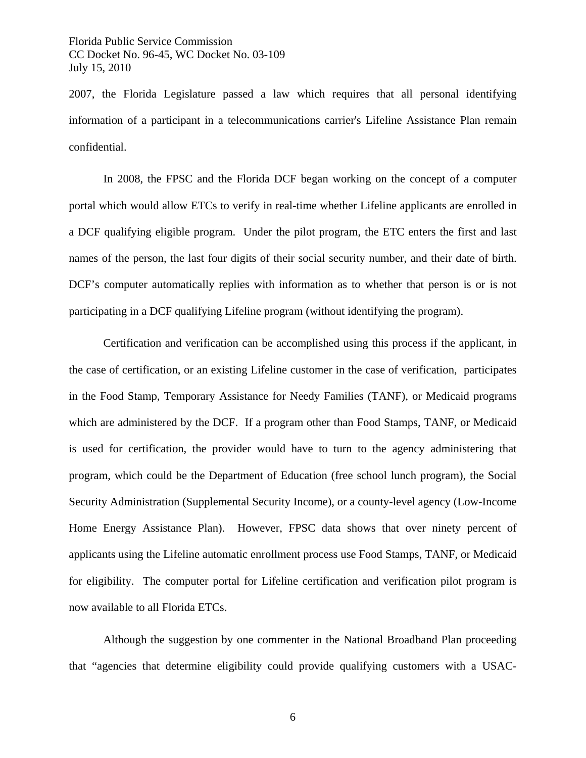2007, the Florida Legislature passed a law which requires that all personal identifying information of a participant in a telecommunications carrier's Lifeline Assistance Plan remain confidential.

In 2008, the FPSC and the Florida DCF began working on the concept of a computer portal which would allow ETCs to verify in real-time whether Lifeline applicants are enrolled in a DCF qualifying eligible program. Under the pilot program, the ETC enters the first and last names of the person, the last four digits of their social security number, and their date of birth. DCF's computer automatically replies with information as to whether that person is or is not participating in a DCF qualifying Lifeline program (without identifying the program).

Certification and verification can be accomplished using this process if the applicant, in the case of certification, or an existing Lifeline customer in the case of verification, participates in the Food Stamp, Temporary Assistance for Needy Families (TANF), or Medicaid programs which are administered by the DCF. If a program other than Food Stamps, TANF, or Medicaid is used for certification, the provider would have to turn to the agency administering that program, which could be the Department of Education (free school lunch program), the Social Security Administration (Supplemental Security Income), or a county-level agency (Low-Income Home Energy Assistance Plan). However, FPSC data shows that over ninety percent of applicants using the Lifeline automatic enrollment process use Food Stamps, TANF, or Medicaid for eligibility. The computer portal for Lifeline certification and verification pilot program is now available to all Florida ETCs.

Although the suggestion by one commenter in the National Broadband Plan proceeding that "agencies that determine eligibility could provide qualifying customers with a USAC-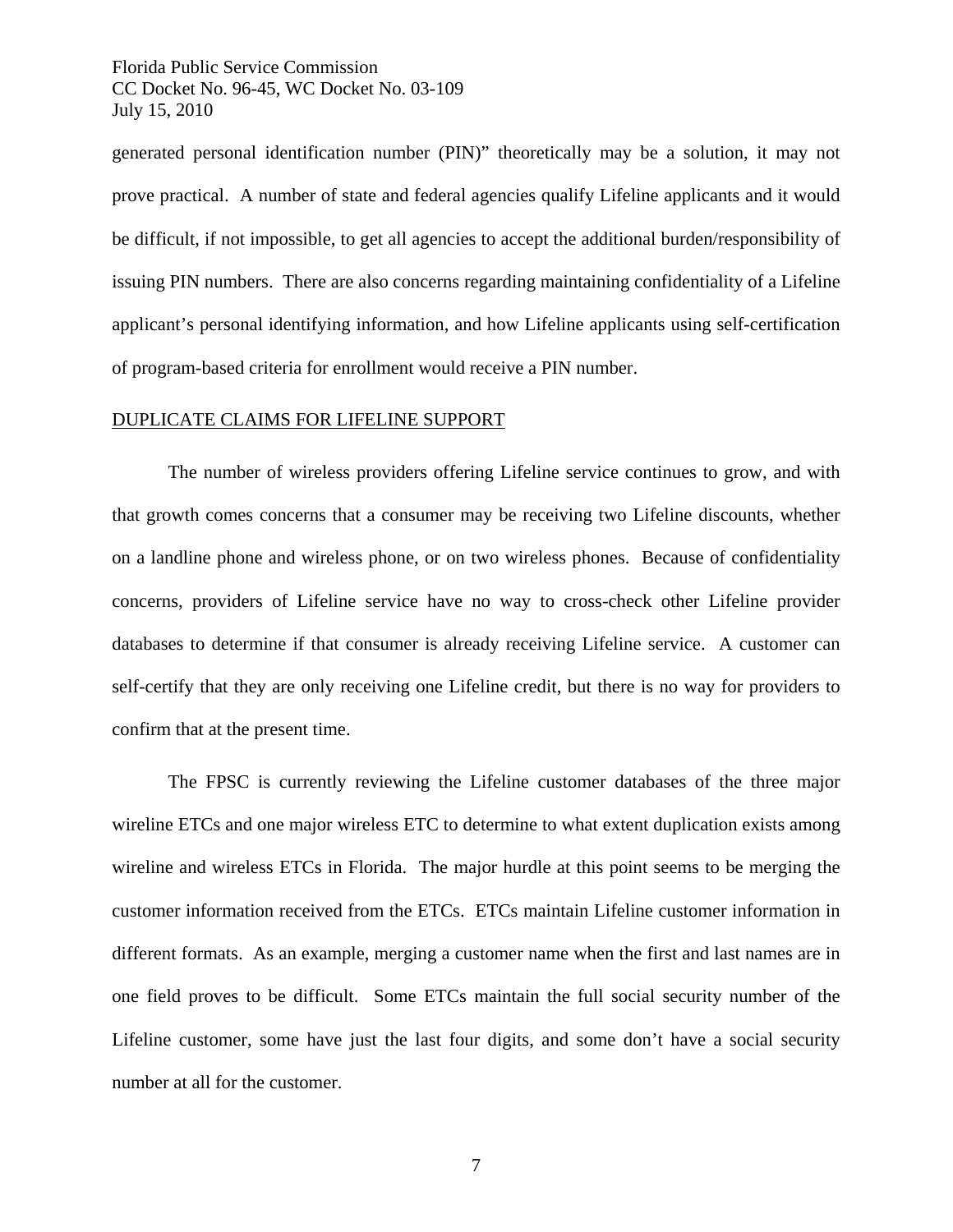generated personal identification number (PIN)" theoretically may be a solution, it may not prove practical. A number of state and federal agencies qualify Lifeline applicants and it would be difficult, if not impossible, to get all agencies to accept the additional burden/responsibility of issuing PIN numbers. There are also concerns regarding maintaining confidentiality of a Lifeline applicant's personal identifying information, and how Lifeline applicants using self-certification of program-based criteria for enrollment would receive a PIN number.

## DUPLICATE CLAIMS FOR LIFELINE SUPPORT

The number of wireless providers offering Lifeline service continues to grow, and with that growth comes concerns that a consumer may be receiving two Lifeline discounts, whether on a landline phone and wireless phone, or on two wireless phones. Because of confidentiality concerns, providers of Lifeline service have no way to cross-check other Lifeline provider databases to determine if that consumer is already receiving Lifeline service. A customer can self-certify that they are only receiving one Lifeline credit, but there is no way for providers to confirm that at the present time.

The FPSC is currently reviewing the Lifeline customer databases of the three major wireline ETCs and one major wireless ETC to determine to what extent duplication exists among wireline and wireless ETCs in Florida. The major hurdle at this point seems to be merging the customer information received from the ETCs. ETCs maintain Lifeline customer information in different formats. As an example, merging a customer name when the first and last names are in one field proves to be difficult. Some ETCs maintain the full social security number of the Lifeline customer, some have just the last four digits, and some don't have a social security number at all for the customer.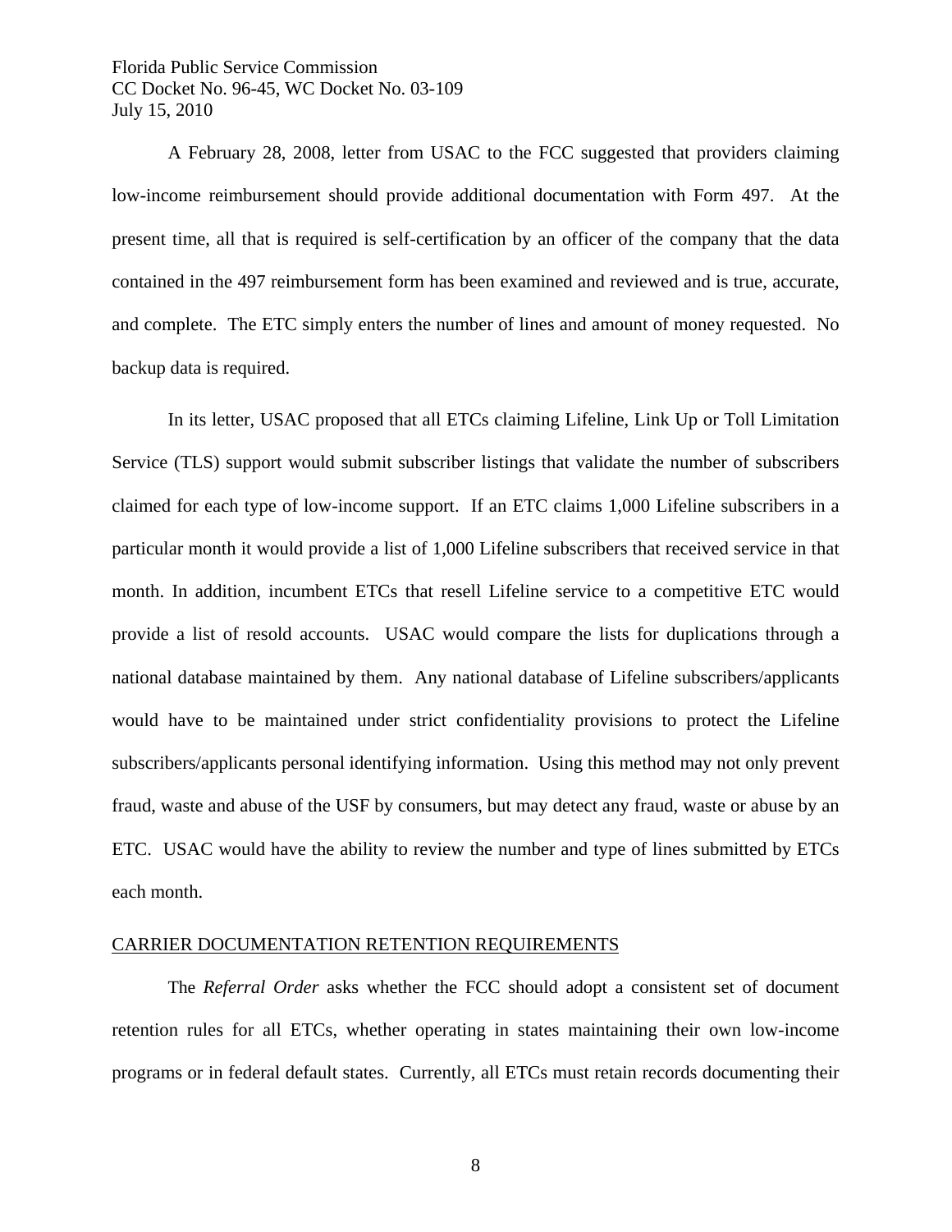A February 28, 2008, letter from USAC to the FCC suggested that providers claiming low-income reimbursement should provide additional documentation with Form 497. At the present time, all that is required is self-certification by an officer of the company that the data contained in the 497 reimbursement form has been examined and reviewed and is true, accurate, and complete. The ETC simply enters the number of lines and amount of money requested. No backup data is required.

In its letter, USAC proposed that all ETCs claiming Lifeline, Link Up or Toll Limitation Service (TLS) support would submit subscriber listings that validate the number of subscribers claimed for each type of low-income support. If an ETC claims 1,000 Lifeline subscribers in a particular month it would provide a list of 1,000 Lifeline subscribers that received service in that month. In addition, incumbent ETCs that resell Lifeline service to a competitive ETC would provide a list of resold accounts. USAC would compare the lists for duplications through a national database maintained by them. Any national database of Lifeline subscribers/applicants would have to be maintained under strict confidentiality provisions to protect the Lifeline subscribers/applicants personal identifying information. Using this method may not only prevent fraud, waste and abuse of the USF by consumers, but may detect any fraud, waste or abuse by an ETC. USAC would have the ability to review the number and type of lines submitted by ETCs each month.

## CARRIER DOCUMENTATION RETENTION REQUIREMENTS

The *Referral Order* asks whether the FCC should adopt a consistent set of document retention rules for all ETCs, whether operating in states maintaining their own low-income programs or in federal default states. Currently, all ETCs must retain records documenting their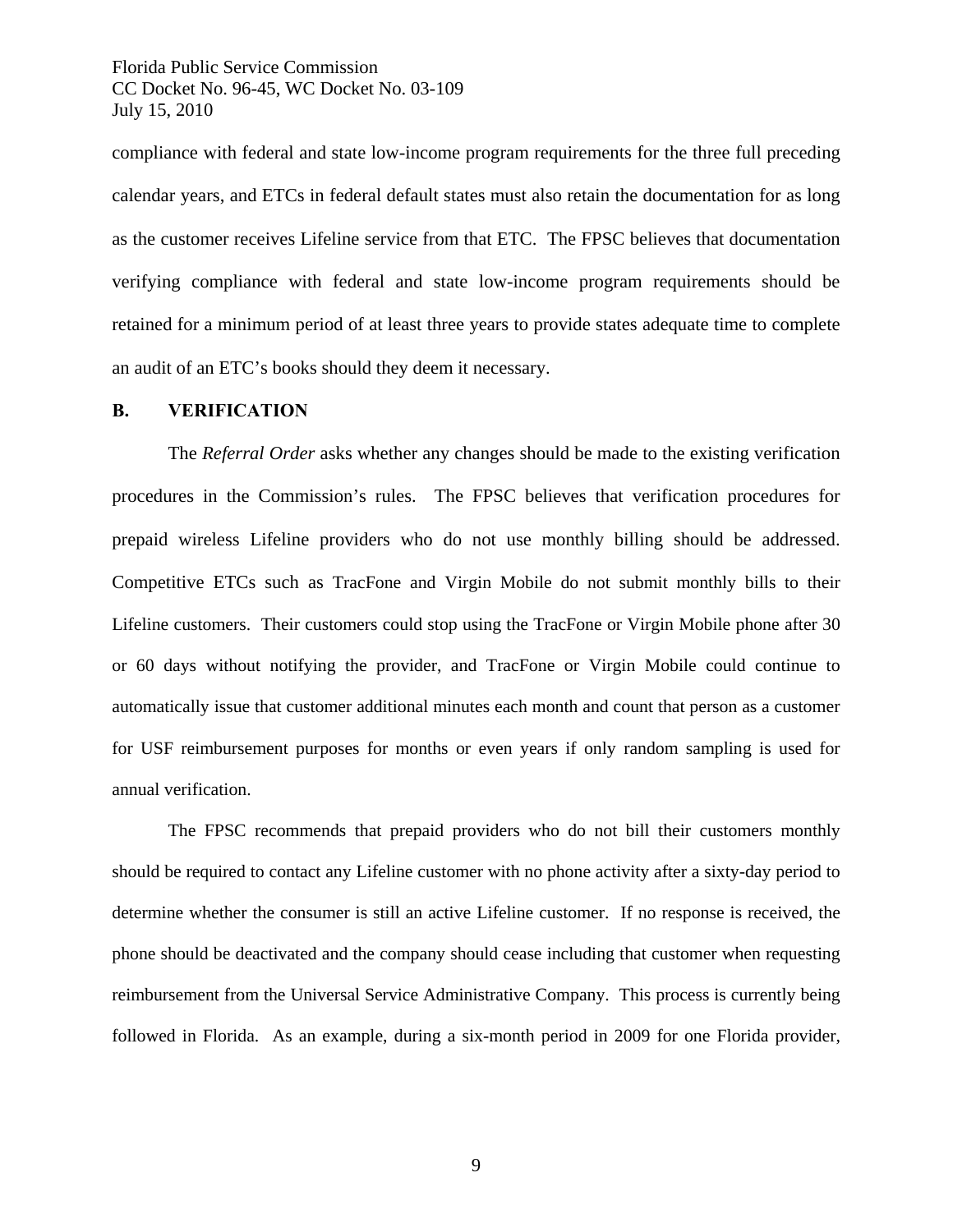compliance with federal and state low-income program requirements for the three full preceding calendar years, and ETCs in federal default states must also retain the documentation for as long as the customer receives Lifeline service from that ETC. The FPSC believes that documentation verifying compliance with federal and state low-income program requirements should be retained for a minimum period of at least three years to provide states adequate time to complete an audit of an ETC's books should they deem it necessary.

## B. VERIFICATION

The *Referral Order* asks whether any changes should be made to the existing verification procedures in the Commission's rules. The FPSC believes that verification procedures for prepaid wireless Lifeline providers who do not use monthly billing should be addressed. Competitive ETCs such as TracFone and Virgin Mobile do not submit monthly bills to their Lifeline customers. Their customers could stop using the TracFone or Virgin Mobile phone after 30 or 60 days without notifying the provider, and TracFone or Virgin Mobile could continue to automatically issue that customer additional minutes each month and count that person as a customer for USF reimbursement purposes for months or even years if only random sampling is used for annual verification.

The FPSC recommends that prepaid providers who do not bill their customers monthly should be required to contact any Lifeline customer with no phone activity after a sixty-day period to determine whether the consumer is still an active Lifeline customer. If no response is received, the phone should be deactivated and the company should cease including that customer when requesting reimbursement from the Universal Service Administrative Company. This process is currently being followed in Florida. As an example, during a six-month period in 2009 for one Florida provider,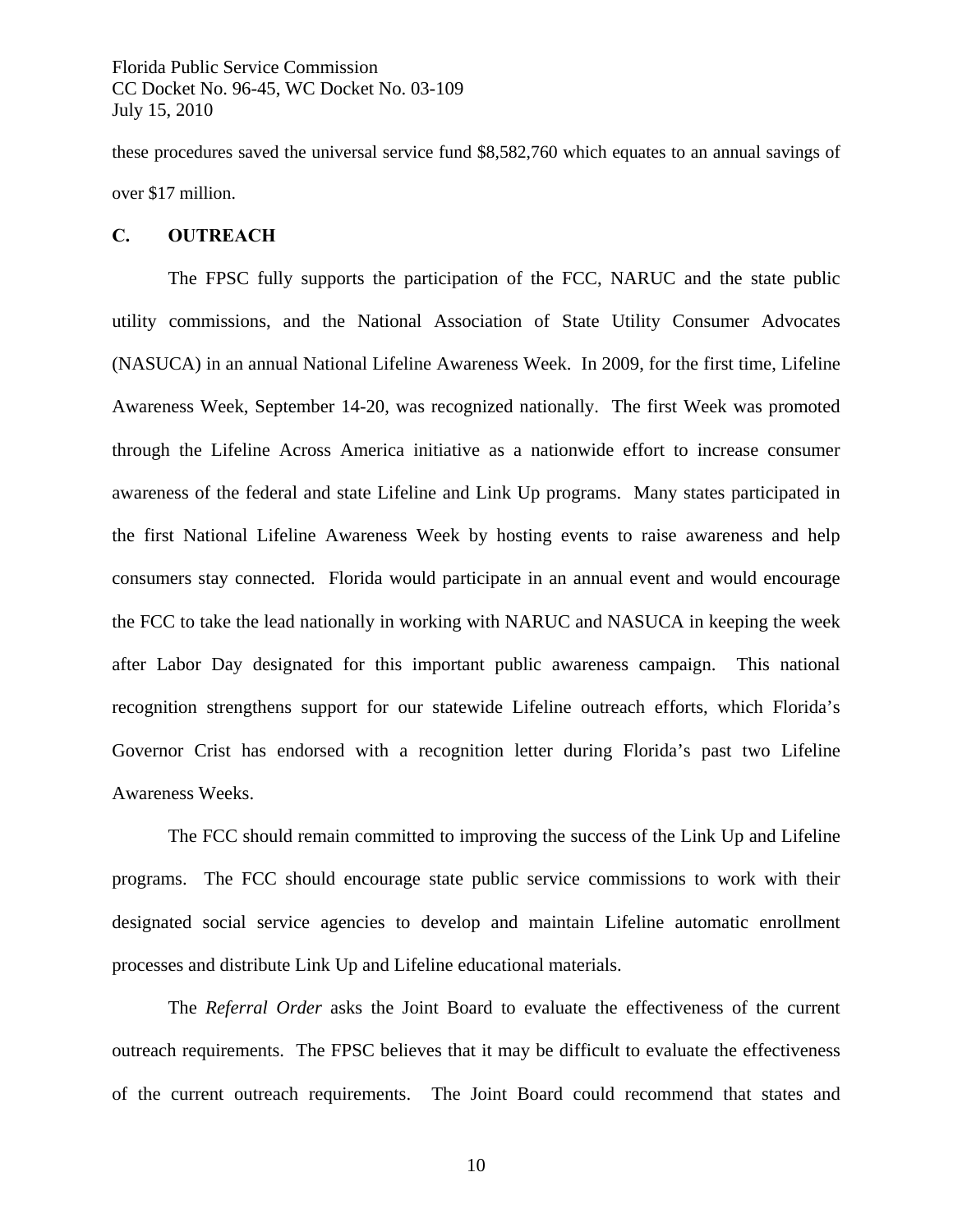these procedures saved the universal service fund $8,582,760 which equates to an annual savings of over $17 million.

### C. OUTREACH

The FPSC fully supports the participation of the FCC, NARUC and the state public utility commissions, and the National Association of State Utility Consumer Advocates (NASUCA) in an annual National Lifeline Awareness Week. In 2009, for the first time, Lifeline Awareness Week, September 14-20, was recognized nationally. The first Week was promoted through the Lifeline Across America initiative as a nationwide effort to increase consumer awareness of the federal and state Lifeline and Link Up programs. Many states participated in the first National Lifeline Awareness Week by hosting events to raise awareness and help consumers stay connected. Florida would participate in an annual event and would encourage the FCC to take the lead nationally in working with NARUC and NASUCA in keeping the week after Labor Day designated for this important public awareness campaign. This national recognition strengthens support for our statewide Lifeline outreach efforts, which Florida's Governor Crist has endorsed with a recognition letter during Florida's past two Lifeline Awareness Weeks.

The FCC should remain committed to improving the success of the Link Up and Lifeline programs. The FCC should encourage state public service commissions to work with their designated social service agencies to develop and maintain Lifeline automatic enrollment processes and distribute Link Up and Lifeline educational materials.

The *Referral Order* asks the Joint Board to evaluate the effectiveness of the current outreach requirements. The FPSC believes that it may be difficult to evaluate the effectiveness of the current outreach requirements. The Joint Board could recommend that states and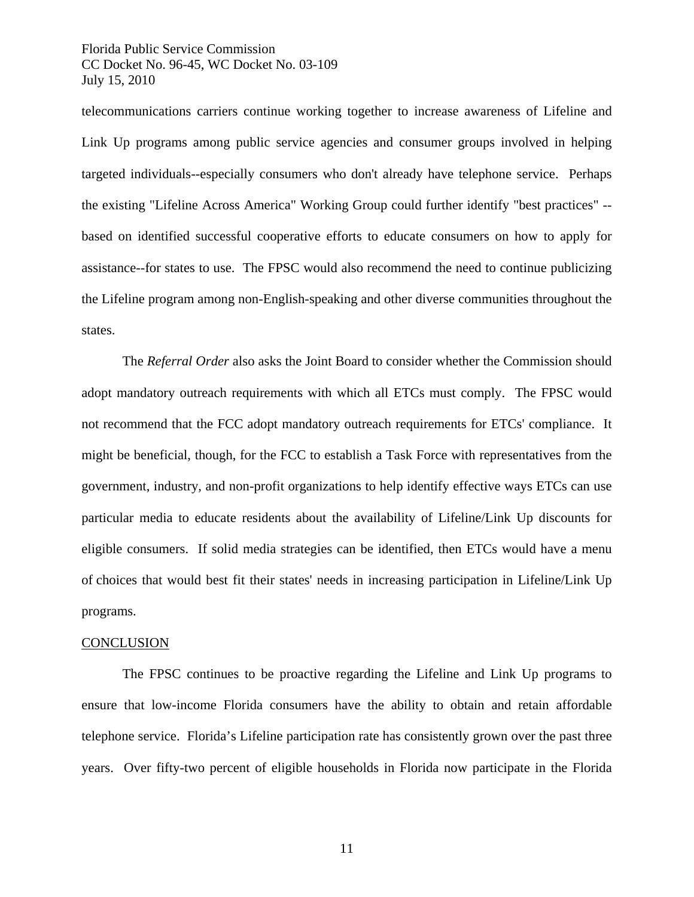telecommunications carriers continue working together to increase awareness of Lifeline and Link Up programs among public service agencies and consumer groups involved in helping targeted individuals--especially consumers who don't already have telephone service. Perhaps the existing "Lifeline Across America" Working Group could further identify "best practices" --based on identified successful cooperative efforts to educate consumers on how to apply for assistance--for states to use. The FPSC would also recommend the need to continue publicizing the Lifeline program among non-English-speaking and other diverse communities throughout the states.

The *Referral Order* also asks the Joint Board to consider whether the Commission should adopt mandatory outreach requirements with which all ETCs must comply. The FPSC would not recommend that the FCC adopt mandatory outreach requirements for ETCs' compliance. It might be beneficial, though, for the FCC to establish a Task Force with representatives from the government, industry, and non-profit organizations to help identify effective ways ETCs can use particular media to educate residents about the availability of Lifeline/Link Up discounts for eligible consumers. If solid media strategies can be identified, then ETCs would have a menu of choices that would best fit their states' needs in increasing participation in Lifeline/Link Up programs.

## CONCLUSION

The FPSC continues to be proactive regarding the Lifeline and Link Up programs to ensure that low-income Florida consumers have the ability to obtain and retain affordable telephone service. Florida's Lifeline participation rate has consistently grown over the past three years. Over fifty-two percent of eligible households in Florida now participate in the Florida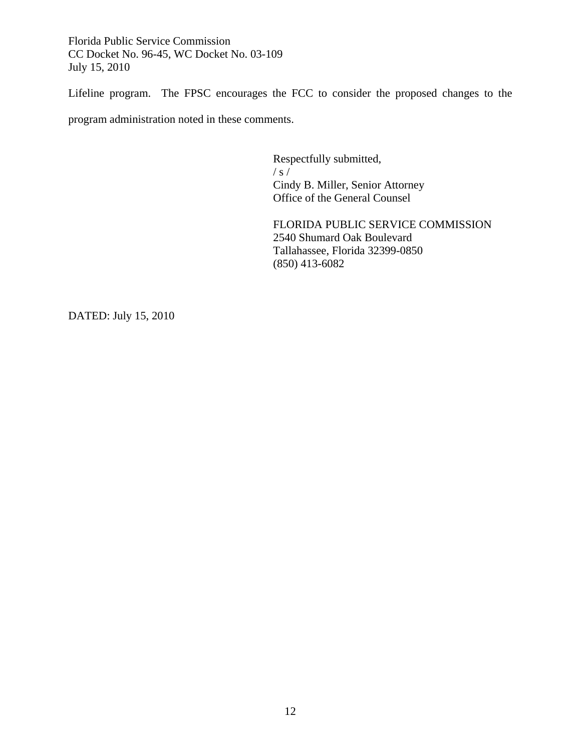Lifeline program. The FPSC encourages the FCC to consider the proposed changes to the program administration noted in these comments.

Respectfully submitted,
/ s /
Cindy B. Miller, Senior Attorney
Office of the General Counsel

FLORIDA PUBLIC SERVICE COMMISSION
2540 Shumard Oak Boulevard
Tallahassee, Florida 32399-0850
(850) 413-6082

DATED: July 15, 2010